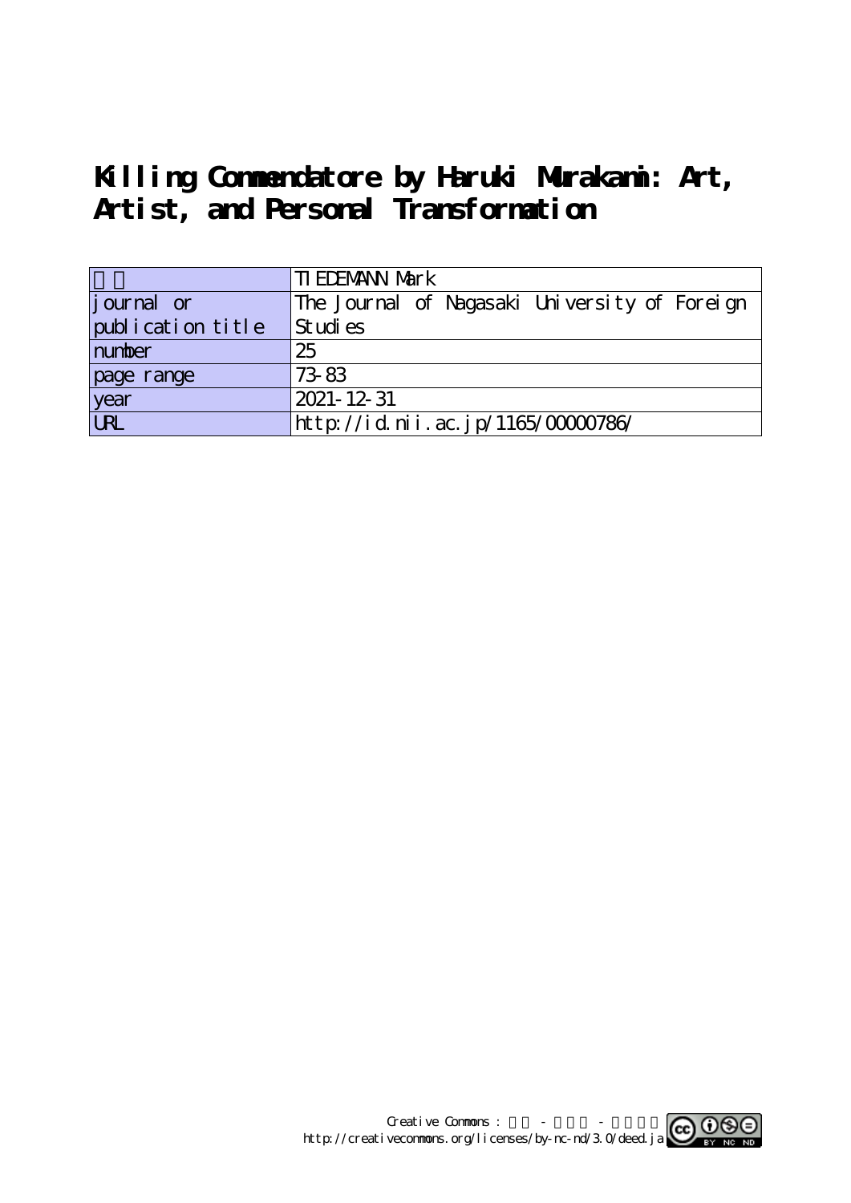# Killing Commendatore by Haruki Murakami: Art, Artist, and Personal Transformation

| | |
|---|---|
| 著者 | TIEDEMANN Mark |
| journal or publication title | The Journal of Nagasaki University of Foreign Studies |
| number | 25 |
| page range | 73-83 |
| year | 2021-12-31 |
| URL | http://id.nii.ac.jp/1165/00000786/ |

Creative Commons : 表示 - 非営利 - 改変禁止
http://creativecommons.org/licenses/by-nc-nd/3.0/deed.ja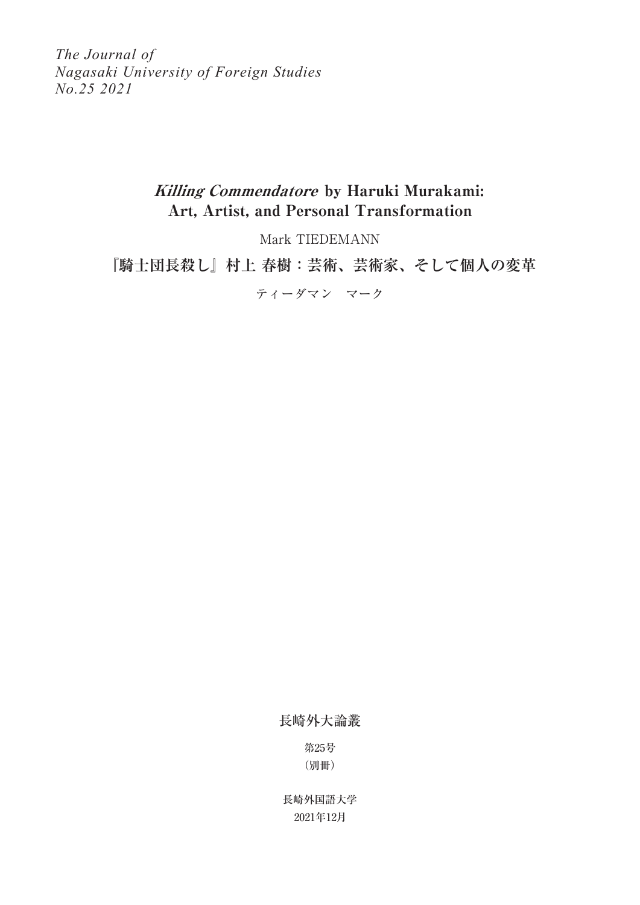*The Journal of*
*Nagasaki University of Foreign Studies*
*No.25 2021*

# *Killing Commendatore* by Haruki Murakami: Art, Artist, and Personal Transformation

Mark TIEDEMANN

# 『騎士団長殺し』村上 春樹：芸術、芸術家、そして個人の変革

ティーダマン　マーク

長崎外大論叢

第25号

（別冊）

長崎外国語大学

2021年12月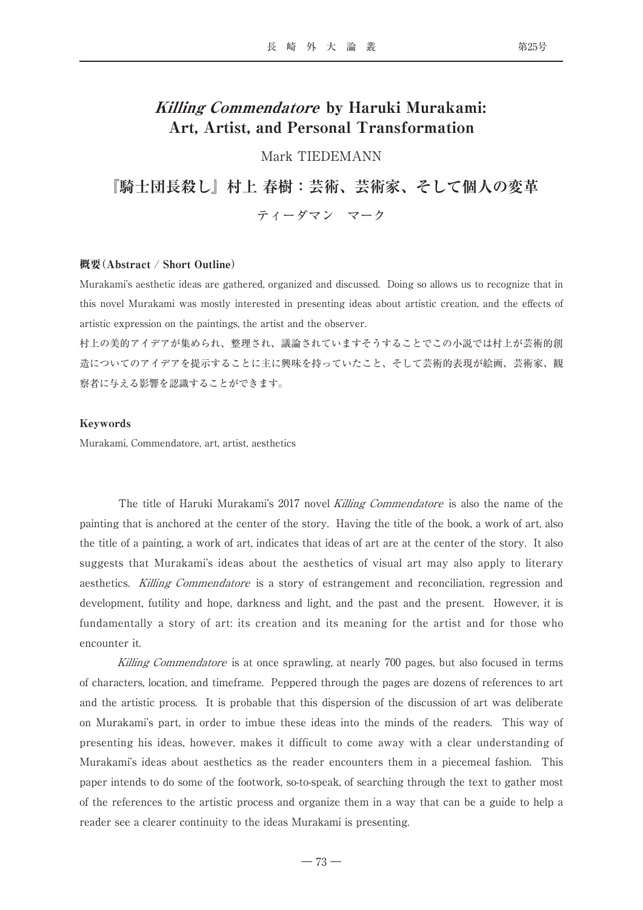# *Killing Commendatore* by Haruki Murakami: Art, Artist, and Personal Transformation

Mark TIEDEMANN

# 『騎士団長殺し』村上 春樹：芸術、芸術家、そして個人の変革

ティーダマン　マーク

**概要（Abstract / Short Outline）**

Murakami's aesthetic ideas are gathered, organized and discussed. Doing so allows us to recognize that in this novel Murakami was mostly interested in presenting ideas about artistic creation, and the effects of artistic expression on the paintings, the artist and the observer.

村上の美的アイデアが集められ、整理され、議論されていますそうすることでこの小説では村上が芸術的創造についてのアイデアを提示することに主に興味を持っていたこと、そして芸術的表現が絵画、芸術家、観察者に与える影響を認識することができます。

**Keywords**

Murakami, Commendatore, art, artist, aesthetics

The title of Haruki Murakami's 2017 novel *Killing Commendatore* is also the name of the painting that is anchored at the center of the story. Having the title of the book, a work of art, also the title of a painting, a work of art, indicates that ideas of art are at the center of the story. It also suggests that Murakami's ideas about the aesthetics of visual art may also apply to literary aesthetics. *Killing Commendatore* is a story of estrangement and reconciliation, regression and development, futility and hope, darkness and light, and the past and the present. However, it is fundamentally a story of art: its creation and its meaning for the artist and for those who encounter it.

*Killing Commendatore* is at once sprawling, at nearly 700 pages, but also focused in terms of characters, location, and timeframe. Peppered through the pages are dozens of references to art and the artistic process. It is probable that this dispersion of the discussion of art was deliberate on Murakami's part, in order to imbue these ideas into the minds of the readers. This way of presenting his ideas, however, makes it difficult to come away with a clear understanding of Murakami's ideas about aesthetics as the reader encounters them in a piecemeal fashion. This paper intends to do some of the footwork, so-to-speak, of searching through the text to gather most of the references to the artistic process and organize them in a way that can be a guide to help a reader see a clearer continuity to the ideas Murakami is presenting.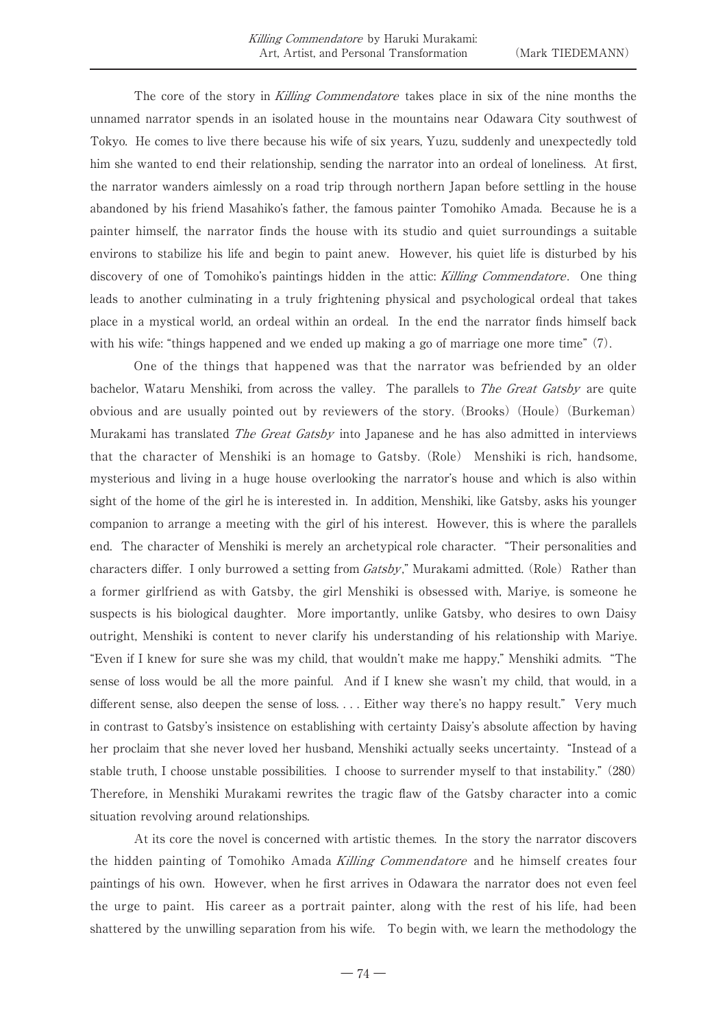The core of the story in *Killing Commendatore* takes place in six of the nine months the unnamed narrator spends in an isolated house in the mountains near Odawara City southwest of Tokyo. He comes to live there because his wife of six years, Yuzu, suddenly and unexpectedly told him she wanted to end their relationship, sending the narrator into an ordeal of loneliness. At first, the narrator wanders aimlessly on a road trip through northern Japan before settling in the house abandoned by his friend Masahiko's father, the famous painter Tomohiko Amada. Because he is a painter himself, the narrator finds the house with its studio and quiet surroundings a suitable environs to stabilize his life and begin to paint anew. However, his quiet life is disturbed by his discovery of one of Tomohiko's paintings hidden in the attic: *Killing Commendatore*. One thing leads to another culminating in a truly frightening physical and psychological ordeal that takes place in a mystical world, an ordeal within an ordeal. In the end the narrator finds himself back with his wife: "things happened and we ended up making a go of marriage one more time" (7).

One of the things that happened was that the narrator was befriended by an older bachelor, Wataru Menshiki, from across the valley. The parallels to *The Great Gatsby* are quite obvious and are usually pointed out by reviewers of the story. (Brooks) (Houle) (Burkeman) Murakami has translated *The Great Gatsby* into Japanese and he has also admitted in interviews that the character of Menshiki is an homage to Gatsby. (Role) Menshiki is rich, handsome, mysterious and living in a huge house overlooking the narrator's house and which is also within sight of the home of the girl he is interested in. In addition, Menshiki, like Gatsby, asks his younger companion to arrange a meeting with the girl of his interest. However, this is where the parallels end. The character of Menshiki is merely an archetypical role character. "Their personalities and characters differ. I only burrowed a setting from *Gatsby*," Murakami admitted. (Role) Rather than a former girlfriend as with Gatsby, the girl Menshiki is obsessed with, Mariye, is someone he suspects is his biological daughter. More importantly, unlike Gatsby, who desires to own Daisy outright, Menshiki is content to never clarify his understanding of his relationship with Mariye. "Even if I knew for sure she was my child, that wouldn't make me happy," Menshiki admits. "The sense of loss would be all the more painful. And if I knew she wasn't my child, that would, in a different sense, also deepen the sense of loss. . . . Either way there's no happy result." Very much in contrast to Gatsby's insistence on establishing with certainty Daisy's absolute affection by having her proclaim that she never loved her husband, Menshiki actually seeks uncertainty. "Instead of a stable truth, I choose unstable possibilities. I choose to surrender myself to that instability." (280) Therefore, in Menshiki Murakami rewrites the tragic flaw of the Gatsby character into a comic situation revolving around relationships.

At its core the novel is concerned with artistic themes. In the story the narrator discovers the hidden painting of Tomohiko Amada *Killing Commendatore* and he himself creates four paintings of his own. However, when he first arrives in Odawara the narrator does not even feel the urge to paint. His career as a portrait painter, along with the rest of his life, had been shattered by the unwilling separation from his wife. To begin with, we learn the methodology the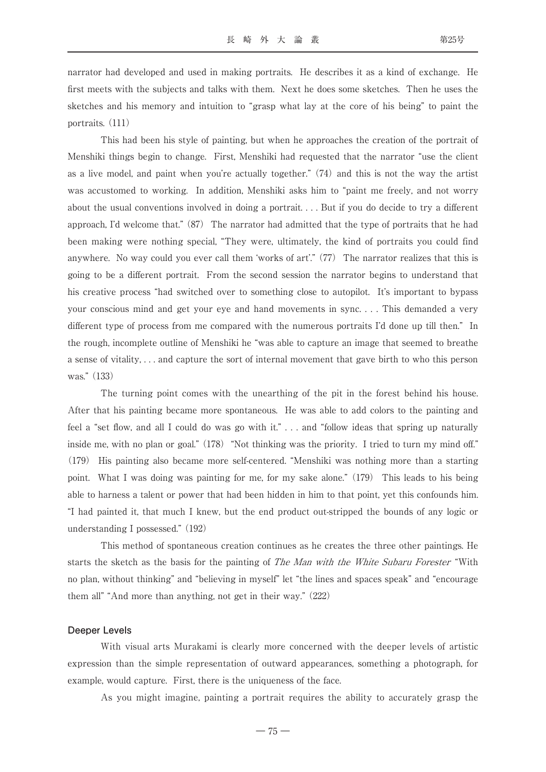narrator had developed and used in making portraits. He describes it as a kind of exchange. He first meets with the subjects and talks with them. Next he does some sketches. Then he uses the sketches and his memory and intuition to "grasp what lay at the core of his being" to paint the portraits. (111)

This had been his style of painting, but when he approaches the creation of the portrait of Menshiki things begin to change. First, Menshiki had requested that the narrator "use the client as a live model, and paint when you're actually together." (74) and this is not the way the artist was accustomed to working. In addition, Menshiki asks him to "paint me freely, and not worry about the usual conventions involved in doing a portrait. . . . But if you do decide to try a different approach, I'd welcome that." (87) The narrator had admitted that the type of portraits that he had been making were nothing special, "They were, ultimately, the kind of portraits you could find anywhere. No way could you ever call them 'works of art'." (77) The narrator realizes that this is going to be a different portrait. From the second session the narrator begins to understand that his creative process "had switched over to something close to autopilot. It's important to bypass your conscious mind and get your eye and hand movements in sync. . . . This demanded a very different type of process from me compared with the numerous portraits I'd done up till then." In the rough, incomplete outline of Menshiki he "was able to capture an image that seemed to breathe a sense of vitality, . . . and capture the sort of internal movement that gave birth to who this person was." (133)

The turning point comes with the unearthing of the pit in the forest behind his house. After that his painting became more spontaneous. He was able to add colors to the painting and feel a "set flow, and all I could do was go with it." . . . and "follow ideas that spring up naturally inside me, with no plan or goal." (178) "Not thinking was the priority. I tried to turn my mind off." (179) His painting also became more self-centered. "Menshiki was nothing more than a starting point. What I was doing was painting for me, for my sake alone." (179) This leads to his being able to harness a talent or power that had been hidden in him to that point, yet this confounds him. "I had painted it, that much I knew, but the end product out-stripped the bounds of any logic or understanding I possessed." (192)

This method of spontaneous creation continues as he creates the three other paintings. He starts the sketch as the basis for the painting of *The Man with the White Subaru Forester* "With no plan, without thinking" and "believing in myself" let "the lines and spaces speak" and "encourage them all" "And more than anything, not get in their way." (222)

### Deeper Levels

With visual arts Murakami is clearly more concerned with the deeper levels of artistic expression than the simple representation of outward appearances, something a photograph, for example, would capture. First, there is the uniqueness of the face.

As you might imagine, painting a portrait requires the ability to accurately grasp the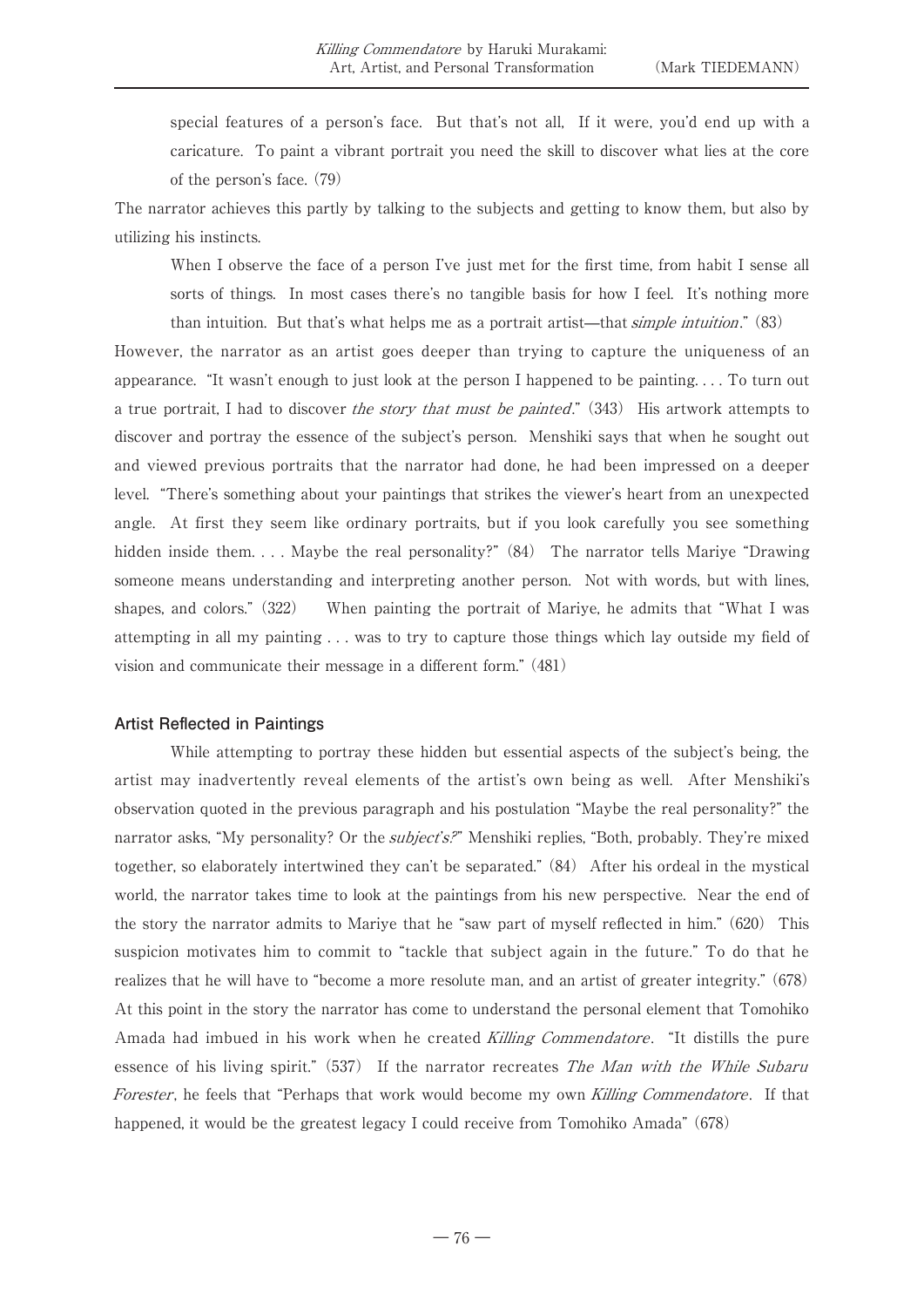special features of a person's face. But that's not all, If it were, you'd end up with a caricature. To paint a vibrant portrait you need the skill to discover what lies at the core of the person's face. (79)

The narrator achieves this partly by talking to the subjects and getting to know them, but also by utilizing his instincts.

> When I observe the face of a person I've just met for the first time, from habit I sense all sorts of things. In most cases there's no tangible basis for how I feel. It's nothing more than intuition. But that's what helps me as a portrait artist—that *simple intuition*." (83)

However, the narrator as an artist goes deeper than trying to capture the uniqueness of an appearance. "It wasn't enough to just look at the person I happened to be painting. . . . To turn out a true portrait, I had to discover *the story that must be painted*." (343) His artwork attempts to discover and portray the essence of the subject's person. Menshiki says that when he sought out and viewed previous portraits that the narrator had done, he had been impressed on a deeper level. "There's something about your paintings that strikes the viewer's heart from an unexpected angle. At first they seem like ordinary portraits, but if you look carefully you see something hidden inside them. . . . Maybe the real personality?" (84) The narrator tells Mariye "Drawing someone means understanding and interpreting another person. Not with words, but with lines, shapes, and colors." (322) When painting the portrait of Mariye, he admits that "What I was attempting in all my painting . . . was to try to capture those things which lay outside my field of vision and communicate their message in a different form." (481)

### Artist Reflected in Paintings

While attempting to portray these hidden but essential aspects of the subject's being, the artist may inadvertently reveal elements of the artist's own being as well. After Menshiki's observation quoted in the previous paragraph and his postulation "Maybe the real personality?" the narrator asks, "My personality? Or the *subject's?*" Menshiki replies, "Both, probably. They're mixed together, so elaborately intertwined they can't be separated." (84) After his ordeal in the mystical world, the narrator takes time to look at the paintings from his new perspective. Near the end of the story the narrator admits to Mariye that he "saw part of myself reflected in him." (620) This suspicion motivates him to commit to "tackle that subject again in the future." To do that he realizes that he will have to "become a more resolute man, and an artist of greater integrity." (678) At this point in the story the narrator has come to understand the personal element that Tomohiko Amada had imbued in his work when he created *Killing Commendatore*. "It distills the pure essence of his living spirit." (537) If the narrator recreates *The Man with the While Subaru Forester*, he feels that "Perhaps that work would become my own *Killing Commendatore*. If that happened, it would be the greatest legacy I could receive from Tomohiko Amada" (678)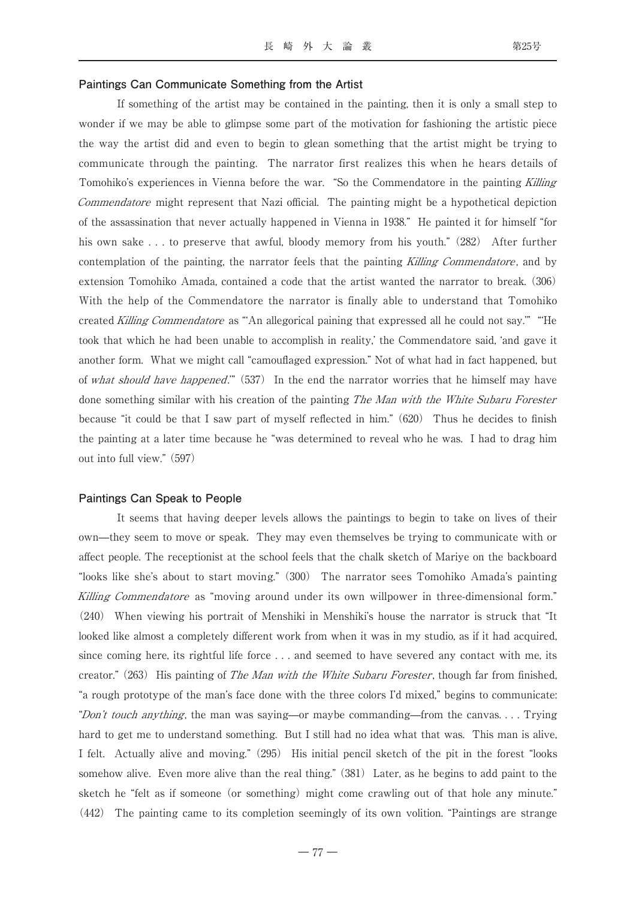### Paintings Can Communicate Something from the Artist

If something of the artist may be contained in the painting, then it is only a small step to wonder if we may be able to glimpse some part of the motivation for fashioning the artistic piece the way the artist did and even to begin to glean something that the artist might be trying to communicate through the painting. The narrator first realizes this when he hears details of Tomohiko's experiences in Vienna before the war. "So the Commendatore in the painting *Killing Commendatore* might represent that Nazi official. The painting might be a hypothetical depiction of the assassination that never actually happened in Vienna in 1938." He painted it for himself "for his own sake . . . to preserve that awful, bloody memory from his youth." (282) After further contemplation of the painting, the narrator feels that the painting *Killing Commendatore*, and by extension Tomohiko Amada, contained a code that the artist wanted the narrator to break. (306) With the help of the Commendatore the narrator is finally able to understand that Tomohiko created *Killing Commendatore* as "'An allegorical paining that expressed all he could not say.'" "'He took that which he had been unable to accomplish in reality,' the Commendatore said, 'and gave it another form. What we might call "camouflaged expression." Not of what had in fact happened, but of *what should have happened*.'" (537) In the end the narrator worries that he himself may have done something similar with his creation of the painting *The Man with the White Subaru Forester* because "it could be that I saw part of myself reflected in him." (620) Thus he decides to finish the painting at a later time because he "was determined to reveal who he was. I had to drag him out into full view." (597)

### Paintings Can Speak to People

It seems that having deeper levels allows the paintings to begin to take on lives of their own—they seem to move or speak. They may even themselves be trying to communicate with or affect people. The receptionist at the school feels that the chalk sketch of Mariye on the backboard "looks like she's about to start moving." (300) The narrator sees Tomohiko Amada's painting *Killing Commendatore* as "moving around under its own willpower in three-dimensional form." (240) When viewing his portrait of Menshiki in Menshiki's house the narrator is struck that "It looked like almost a completely different work from when it was in my studio, as if it had acquired, since coming here, its rightful life force . . . and seemed to have severed any contact with me, its creator." (263) His painting of *The Man with the White Subaru Forester*, though far from finished, "a rough prototype of the man's face done with the three colors I'd mixed," begins to communicate: "*Don't touch anything*, the man was saying—or maybe commanding—from the canvas. . . . Trying hard to get me to understand something. But I still had no idea what that was. This man is alive, I felt. Actually alive and moving." (295) His initial pencil sketch of the pit in the forest "looks somehow alive. Even more alive than the real thing." (381) Later, as he begins to add paint to the sketch he "felt as if someone (or something) might come crawling out of that hole any minute." (442) The painting came to its completion seemingly of its own volition. "Paintings are strange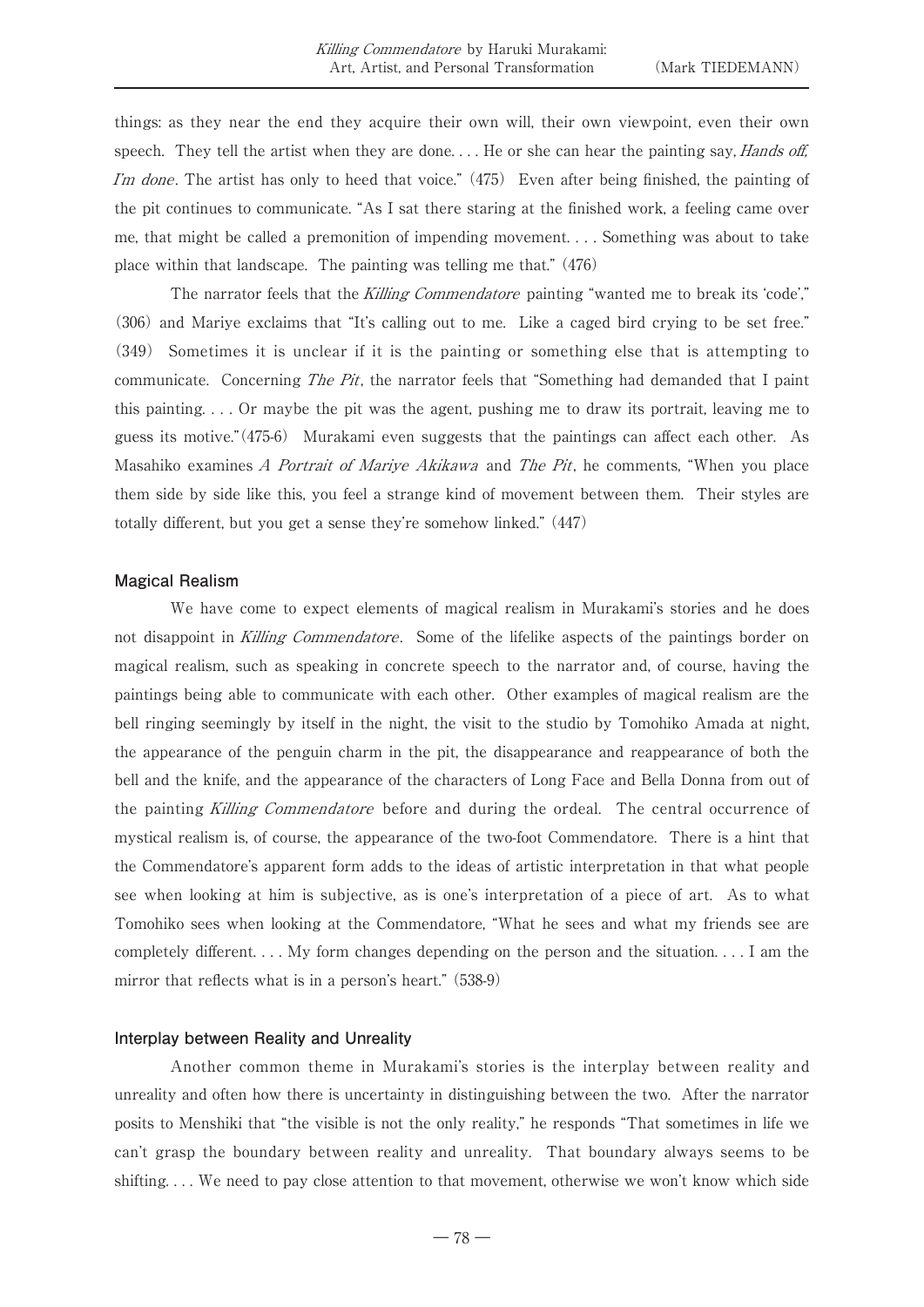things: as they near the end they acquire their own will, their own viewpoint, even their own speech. They tell the artist when they are done. . . . He or she can hear the painting say, *Hands off, I'm done*. The artist has only to heed that voice." (475) Even after being finished, the painting of the pit continues to communicate. "As I sat there staring at the finished work, a feeling came over me, that might be called a premonition of impending movement. . . . Something was about to take place within that landscape. The painting was telling me that." (476)

The narrator feels that the *Killing Commendatore* painting "wanted me to break its 'code'," (306) and Mariye exclaims that "It's calling out to me. Like a caged bird crying to be set free." (349) Sometimes it is unclear if it is the painting or something else that is attempting to communicate. Concerning *The Pit*, the narrator feels that "Something had demanded that I paint this painting. . . . Or maybe the pit was the agent, pushing me to draw its portrait, leaving me to guess its motive."(475-6) Murakami even suggests that the paintings can affect each other. As Masahiko examines *A Portrait of Mariye Akikawa* and *The Pit*, he comments, "When you place them side by side like this, you feel a strange kind of movement between them. Their styles are totally different, but you get a sense they're somehow linked." (447)

### Magical Realism

We have come to expect elements of magical realism in Murakami's stories and he does not disappoint in *Killing Commendatore*. Some of the lifelike aspects of the paintings border on magical realism, such as speaking in concrete speech to the narrator and, of course, having the paintings being able to communicate with each other. Other examples of magical realism are the bell ringing seemingly by itself in the night, the visit to the studio by Tomohiko Amada at night, the appearance of the penguin charm in the pit, the disappearance and reappearance of both the bell and the knife, and the appearance of the characters of Long Face and Bella Donna from out of the painting *Killing Commendatore* before and during the ordeal. The central occurrence of mystical realism is, of course, the appearance of the two-foot Commendatore. There is a hint that the Commendatore's apparent form adds to the ideas of artistic interpretation in that what people see when looking at him is subjective, as is one's interpretation of a piece of art. As to what Tomohiko sees when looking at the Commendatore, "What he sees and what my friends see are completely different. . . . My form changes depending on the person and the situation. . . . I am the mirror that reflects what is in a person's heart." (538-9)

### Interplay between Reality and Unreality

Another common theme in Murakami's stories is the interplay between reality and unreality and often how there is uncertainty in distinguishing between the two. After the narrator posits to Menshiki that "the visible is not the only reality," he responds "That sometimes in life we can't grasp the boundary between reality and unreality. That boundary always seems to be shifting. . . . We need to pay close attention to that movement, otherwise we won't know which side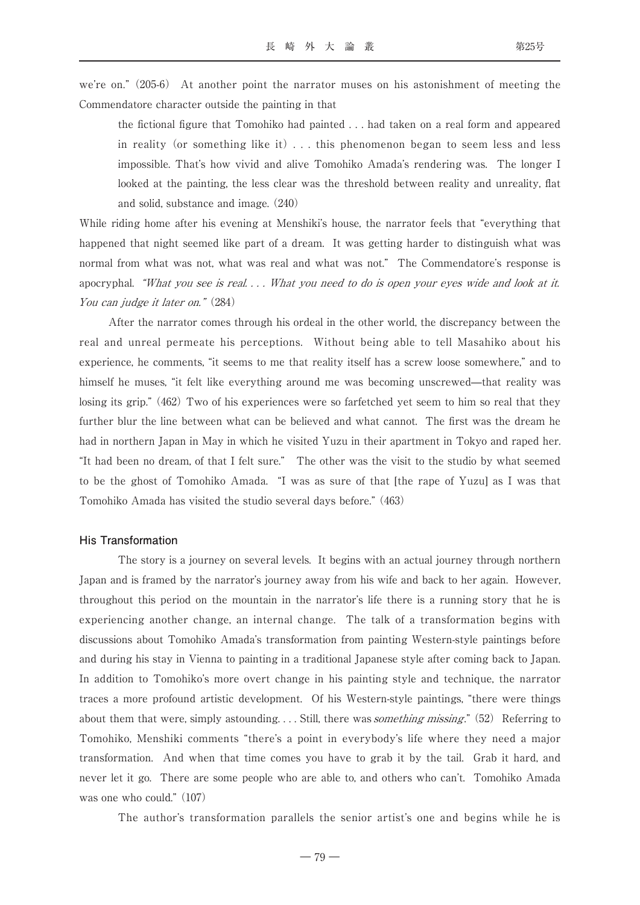we're on." (205-6) At another point the narrator muses on his astonishment of meeting the Commendatore character outside the painting in that

> the fictional figure that Tomohiko had painted . . . had taken on a real form and appeared in reality (or something like it) . . . this phenomenon began to seem less and less impossible. That's how vivid and alive Tomohiko Amada's rendering was. The longer I looked at the painting, the less clear was the threshold between reality and unreality, flat and solid, substance and image. (240)

While riding home after his evening at Menshiki's house, the narrator feels that "everything that happened that night seemed like part of a dream. It was getting harder to distinguish what was normal from what was not, what was real and what was not." The Commendatore's response is apocryphal. *"What you see is real. . . . What you need to do is open your eyes wide and look at it. You can judge it later on."* (284)

After the narrator comes through his ordeal in the other world, the discrepancy between the real and unreal permeate his perceptions. Without being able to tell Masahiko about his experience, he comments, "it seems to me that reality itself has a screw loose somewhere," and to himself he muses, "it felt like everything around me was becoming unscrewed—that reality was losing its grip." (462) Two of his experiences were so farfetched yet seem to him so real that they further blur the line between what can be believed and what cannot. The first was the dream he had in northern Japan in May in which he visited Yuzu in their apartment in Tokyo and raped her. "It had been no dream, of that I felt sure." The other was the visit to the studio by what seemed to be the ghost of Tomohiko Amada. "I was as sure of that [the rape of Yuzu] as I was that Tomohiko Amada has visited the studio several days before." (463)

### His Transformation

The story is a journey on several levels. It begins with an actual journey through northern Japan and is framed by the narrator's journey away from his wife and back to her again. However, throughout this period on the mountain in the narrator's life there is a running story that he is experiencing another change, an internal change. The talk of a transformation begins with discussions about Tomohiko Amada's transformation from painting Western-style paintings before and during his stay in Vienna to painting in a traditional Japanese style after coming back to Japan. In addition to Tomohiko's more overt change in his painting style and technique, the narrator traces a more profound artistic development. Of his Western-style paintings, "there were things about them that were, simply astounding. . . . Still, there was *something missing*." (52) Referring to Tomohiko, Menshiki comments "there's a point in everybody's life where they need a major transformation. And when that time comes you have to grab it by the tail. Grab it hard, and never let it go. There are some people who are able to, and others who can't. Tomohiko Amada was one who could." (107)

The author's transformation parallels the senior artist's one and begins while he is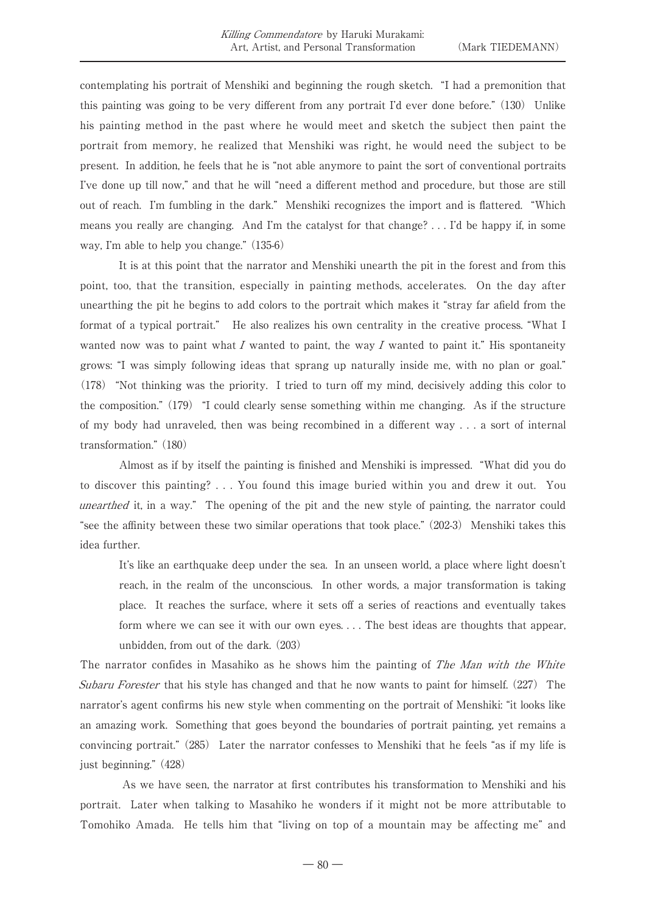contemplating his portrait of Menshiki and beginning the rough sketch. "I had a premonition that this painting was going to be very different from any portrait I'd ever done before." (130) Unlike his painting method in the past where he would meet and sketch the subject then paint the portrait from memory, he realized that Menshiki was right, he would need the subject to be present. In addition, he feels that he is "not able anymore to paint the sort of conventional portraits I've done up till now," and that he will "need a different method and procedure, but those are still out of reach. I'm fumbling in the dark." Menshiki recognizes the import and is flattered. "Which means you really are changing. And I'm the catalyst for that change? . . . I'd be happy if, in some way, I'm able to help you change." (135-6)

It is at this point that the narrator and Menshiki unearth the pit in the forest and from this point, too, that the transition, especially in painting methods, accelerates. On the day after unearthing the pit he begins to add colors to the portrait which makes it "stray far afield from the format of a typical portrait." He also realizes his own centrality in the creative process. "What I wanted now was to paint what *I* wanted to paint, the way *I* wanted to paint it." His spontaneity grows: "I was simply following ideas that sprang up naturally inside me, with no plan or goal." (178) "Not thinking was the priority. I tried to turn off my mind, decisively adding this color to the composition." (179) "I could clearly sense something within me changing. As if the structure of my body had unraveled, then was being recombined in a different way . . . a sort of internal transformation." (180)

Almost as if by itself the painting is finished and Menshiki is impressed. "What did you do to discover this painting? . . . You found this image buried within you and drew it out. You *unearthed* it, in a way." The opening of the pit and the new style of painting, the narrator could "see the affinity between these two similar operations that took place." (202-3) Menshiki takes this idea further.

> It's like an earthquake deep under the sea. In an unseen world, a place where light doesn't reach, in the realm of the unconscious. In other words, a major transformation is taking place. It reaches the surface, where it sets off a series of reactions and eventually takes form where we can see it with our own eyes. . . . The best ideas are thoughts that appear, unbidden, from out of the dark. (203)

The narrator confides in Masahiko as he shows him the painting of *The Man with the White Subaru Forester* that his style has changed and that he now wants to paint for himself. (227) The narrator's agent confirms his new style when commenting on the portrait of Menshiki: "it looks like an amazing work. Something that goes beyond the boundaries of portrait painting, yet remains a convincing portrait." (285) Later the narrator confesses to Menshiki that he feels "as if my life is just beginning." (428)

As we have seen, the narrator at first contributes his transformation to Menshiki and his portrait. Later when talking to Masahiko he wonders if it might not be more attributable to Tomohiko Amada. He tells him that "living on top of a mountain may be affecting me" and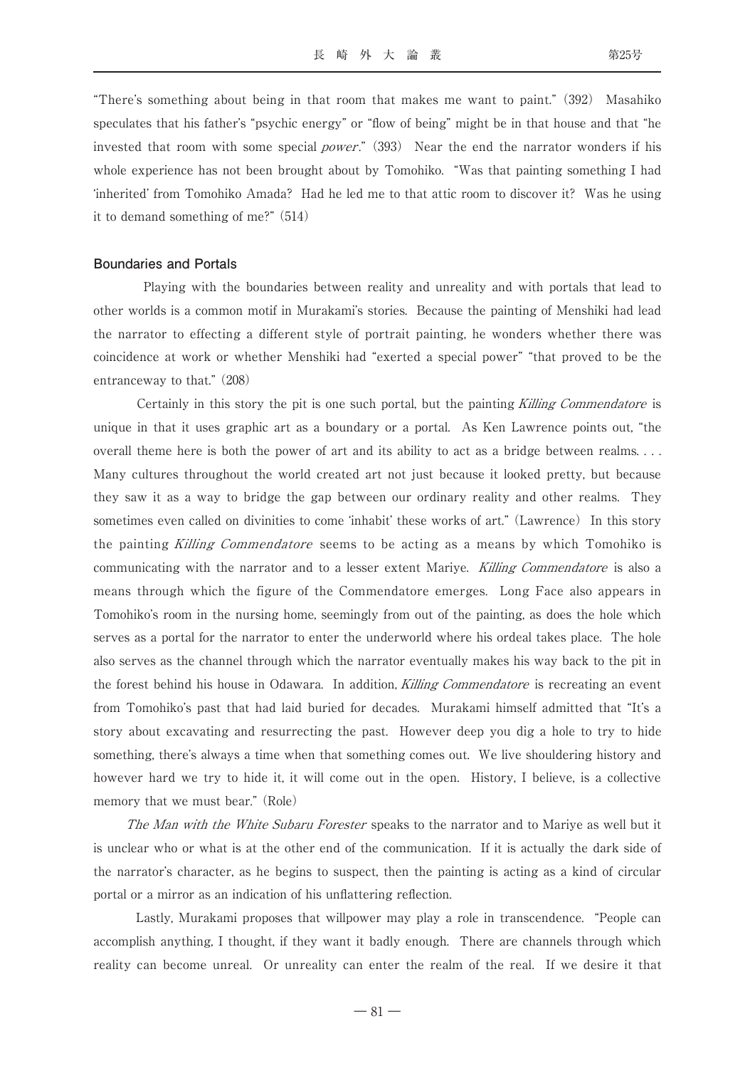"There's something about being in that room that makes me want to paint." (392) Masahiko speculates that his father's "psychic energy" or "flow of being" might be in that house and that "he invested that room with some special *power*." (393) Near the end the narrator wonders if his whole experience has not been brought about by Tomohiko. "Was that painting something I had 'inherited' from Tomohiko Amada? Had he led me to that attic room to discover it? Was he using it to demand something of me?" (514)

### Boundaries and Portals

Playing with the boundaries between reality and unreality and with portals that lead to other worlds is a common motif in Murakami's stories. Because the painting of Menshiki had lead the narrator to effecting a different style of portrait painting, he wonders whether there was coincidence at work or whether Menshiki had "exerted a special power" "that proved to be the entranceway to that." (208)

Certainly in this story the pit is one such portal, but the painting *Killing Commendatore* is unique in that it uses graphic art as a boundary or a portal. As Ken Lawrence points out, "the overall theme here is both the power of art and its ability to act as a bridge between realms. . . . Many cultures throughout the world created art not just because it looked pretty, but because they saw it as a way to bridge the gap between our ordinary reality and other realms. They sometimes even called on divinities to come 'inhabit' these works of art." (Lawrence) In this story the painting *Killing Commendatore* seems to be acting as a means by which Tomohiko is communicating with the narrator and to a lesser extent Mariye. *Killing Commendatore* is also a means through which the figure of the Commendatore emerges. Long Face also appears in Tomohiko's room in the nursing home, seemingly from out of the painting, as does the hole which serves as a portal for the narrator to enter the underworld where his ordeal takes place. The hole also serves as the channel through which the narrator eventually makes his way back to the pit in the forest behind his house in Odawara. In addition, *Killing Commendatore* is recreating an event from Tomohiko's past that had laid buried for decades. Murakami himself admitted that "It's a story about excavating and resurrecting the past. However deep you dig a hole to try to hide something, there's always a time when that something comes out. We live shouldering history and however hard we try to hide it, it will come out in the open. History, I believe, is a collective memory that we must bear." (Role)

*The Man with the White Subaru Forester* speaks to the narrator and to Mariye as well but it is unclear who or what is at the other end of the communication. If it is actually the dark side of the narrator's character, as he begins to suspect, then the painting is acting as a kind of circular portal or a mirror as an indication of his unflattering reflection.

Lastly, Murakami proposes that willpower may play a role in transcendence. "People can accomplish anything, I thought, if they want it badly enough. There are channels through which reality can become unreal. Or unreality can enter the realm of the real. If we desire it that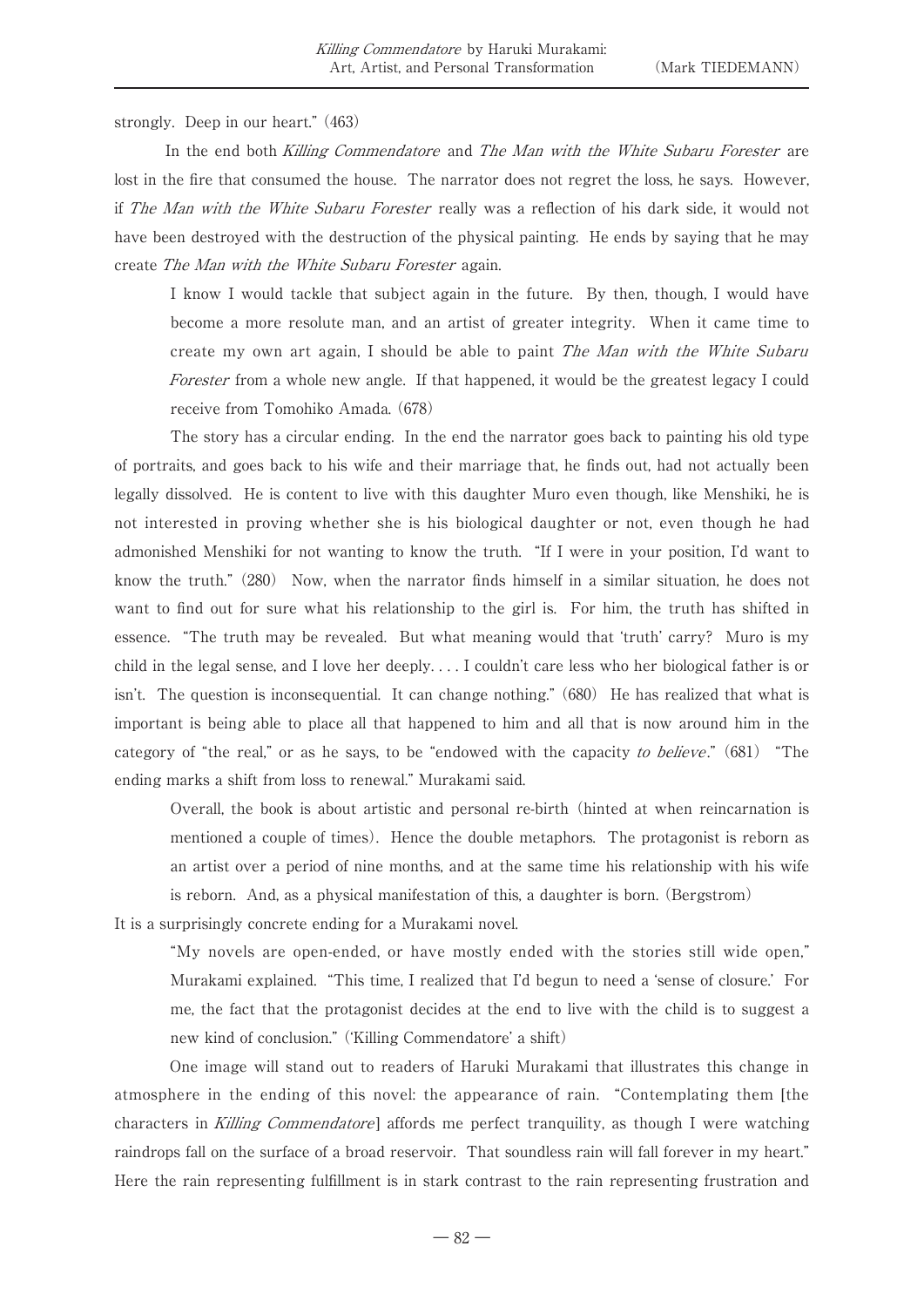strongly. Deep in our heart." (463)

In the end both *Killing Commendatore* and *The Man with the White Subaru Forester* are lost in the fire that consumed the house. The narrator does not regret the loss, he says. However, if *The Man with the White Subaru Forester* really was a reflection of his dark side, it would not have been destroyed with the destruction of the physical painting. He ends by saying that he may create *The Man with the White Subaru Forester* again.

> I know I would tackle that subject again in the future. By then, though, I would have become a more resolute man, and an artist of greater integrity. When it came time to create my own art again, I should be able to paint *The Man with the White Subaru Forester* from a whole new angle. If that happened, it would be the greatest legacy I could receive from Tomohiko Amada. (678)

The story has a circular ending. In the end the narrator goes back to painting his old type of portraits, and goes back to his wife and their marriage that, he finds out, had not actually been legally dissolved. He is content to live with this daughter Muro even though, like Menshiki, he is not interested in proving whether she is his biological daughter or not, even though he had admonished Menshiki for not wanting to know the truth. "If I were in your position, I'd want to know the truth." (280) Now, when the narrator finds himself in a similar situation, he does not want to find out for sure what his relationship to the girl is. For him, the truth has shifted in essence. "The truth may be revealed. But what meaning would that 'truth' carry? Muro is my child in the legal sense, and I love her deeply. . . . I couldn't care less who her biological father is or isn't. The question is inconsequential. It can change nothing." (680) He has realized that what is important is being able to place all that happened to him and all that is now around him in the category of "the real," or as he says, to be "endowed with the capacity *to believe*." (681) "The ending marks a shift from loss to renewal." Murakami said.

> Overall, the book is about artistic and personal re-birth (hinted at when reincarnation is mentioned a couple of times). Hence the double metaphors. The protagonist is reborn as an artist over a period of nine months, and at the same time his relationship with his wife is reborn. And, as a physical manifestation of this, a daughter is born. (Bergstrom)

It is a surprisingly concrete ending for a Murakami novel.

> "My novels are open-ended, or have mostly ended with the stories still wide open," Murakami explained. "This time, I realized that I'd begun to need a 'sense of closure.' For me, the fact that the protagonist decides at the end to live with the child is to suggest a new kind of conclusion." ('Killing Commendatore' a shift)

One image will stand out to readers of Haruki Murakami that illustrates this change in atmosphere in the ending of this novel: the appearance of rain. "Contemplating them [the characters in *Killing Commendatore*] affords me perfect tranquility, as though I were watching raindrops fall on the surface of a broad reservoir. That soundless rain will fall forever in my heart." Here the rain representing fulfillment is in stark contrast to the rain representing frustration and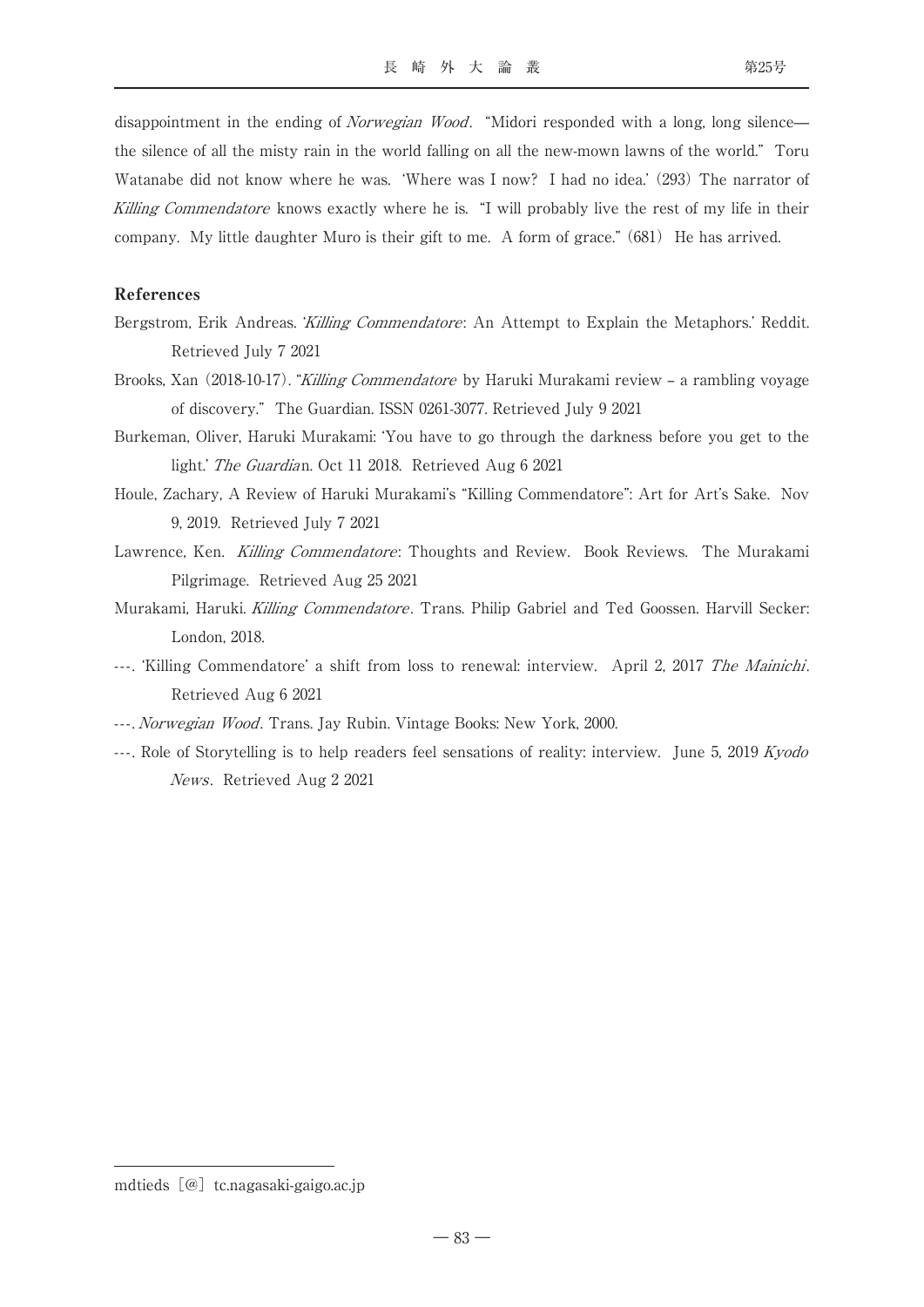disappointment in the ending of *Norwegian Wood*. "Midori responded with a long, long silence—the silence of all the misty rain in the world falling on all the new-mown lawns of the world." Toru Watanabe did not know where he was. 'Where was I now? I had no idea.' (293) The narrator of *Killing Commendatore* knows exactly where he is. "I will probably live the rest of my life in their company. My little daughter Muro is their gift to me. A form of grace." (681) He has arrived.

## References

Bergstrom, Erik Andreas. '*Killing Commendatore*: An Attempt to Explain the Metaphors.' Reddit. Retrieved July 7 2021

Brooks, Xan (2018-10-17). "*Killing Commendatore* by Haruki Murakami review – a rambling voyage of discovery." The Guardian. ISSN 0261-3077. Retrieved July 9 2021

Burkeman, Oliver, Haruki Murakami: 'You have to go through the darkness before you get to the light.' *The Guardia*n. Oct 11 2018. Retrieved Aug 6 2021

Houle, Zachary, A Review of Haruki Murakami's "Killing Commendatore": Art for Art's Sake. Nov 9, 2019. Retrieved July 7 2021

Lawrence, Ken. *Killing Commendatore*: Thoughts and Review. Book Reviews. The Murakami Pilgrimage. Retrieved Aug 25 2021

Murakami, Haruki. *Killing Commendatore*. Trans. Philip Gabriel and Ted Goossen. Harvill Secker: London, 2018.

---. 'Killing Commendatore' a shift from loss to renewal: interview. April 2, 2017 *The Mainichi*. Retrieved Aug 6 2021

---. *Norwegian Wood*. Trans. Jay Rubin. Vintage Books: New York, 2000.

---. Role of Storytelling is to help readers feel sensations of reality: interview. June 5, 2019 *Kyodo News*. Retrieved Aug 2 2021

---

mdtieds［@］tc.nagasaki-gaigo.ac.jp